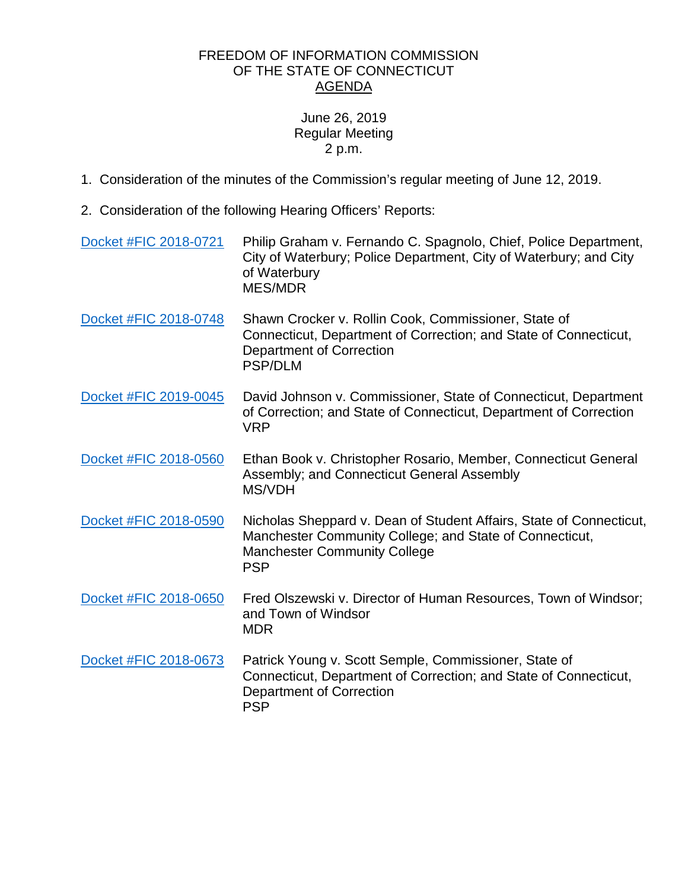FREEDOM OF INFORMATION COMMISSION
OF THE STATE OF CONNECTICUT
AGENDA

June 26, 2019
Regular Meeting
2 p.m.

1. Consideration of the minutes of the Commission's regular meeting of June 12, 2019.

2. Consideration of the following Hearing Officers' Reports:

Docket #FIC 2018-0721 — Philip Graham v. Fernando C. Spagnolo, Chief, Police Department, City of Waterbury; Police Department, City of Waterbury; and City of Waterbury
MES/MDR

Docket #FIC 2018-0748 — Shawn Crocker v. Rollin Cook, Commissioner, State of Connecticut, Department of Correction; and State of Connecticut, Department of Correction
PSP/DLM

Docket #FIC 2019-0045 — David Johnson v. Commissioner, State of Connecticut, Department of Correction; and State of Connecticut, Department of Correction
VRP

Docket #FIC 2018-0560 — Ethan Book v. Christopher Rosario, Member, Connecticut General Assembly; and Connecticut General Assembly
MS/VDH

Docket #FIC 2018-0590 — Nicholas Sheppard v. Dean of Student Affairs, State of Connecticut, Manchester Community College; and State of Connecticut, Manchester Community College
PSP

Docket #FIC 2018-0650 — Fred Olszewski v. Director of Human Resources, Town of Windsor; and Town of Windsor
MDR

Docket #FIC 2018-0673 — Patrick Young v. Scott Semple, Commissioner, State of Connecticut, Department of Correction; and State of Connecticut, Department of Correction
PSP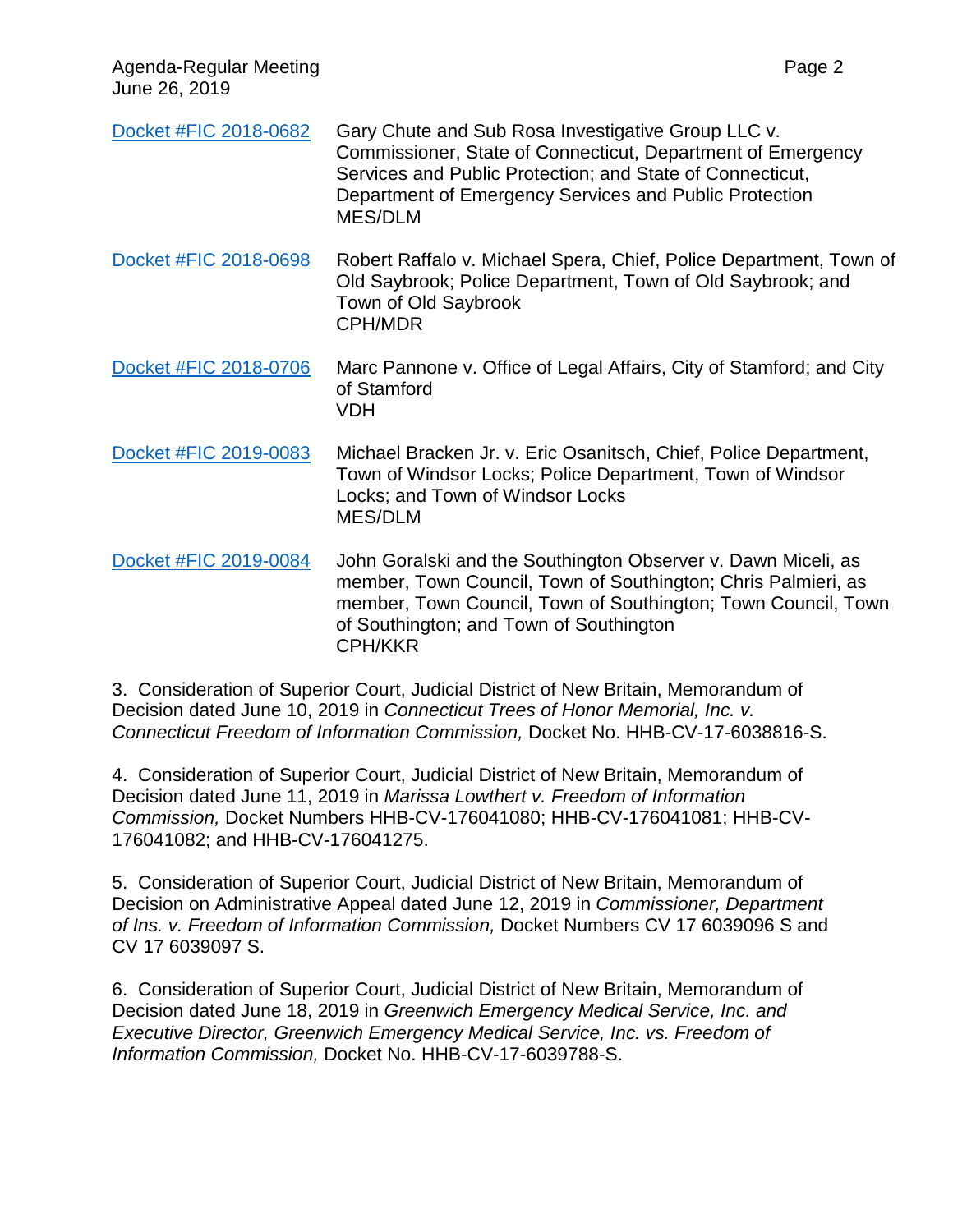| | |
|---|---|
| [Docket #FIC 2018-0682]() | Gary Chute and Sub Rosa Investigative Group LLC v. Commissioner, State of Connecticut, Department of Emergency Services and Public Protection; and State of Connecticut, Department of Emergency Services and Public Protection<br>MES/DLM |
| [Docket #FIC 2018-0698]() | Robert Raffalo v. Michael Spera, Chief, Police Department, Town of Old Saybrook; Police Department, Town of Old Saybrook; and Town of Old Saybrook<br>CPH/MDR |
| [Docket #FIC 2018-0706]() | Marc Pannone v. Office of Legal Affairs, City of Stamford; and City of Stamford<br>VDH |
| [Docket #FIC 2019-0083]() | Michael Bracken Jr. v. Eric Osanitsch, Chief, Police Department, Town of Windsor Locks; Police Department, Town of Windsor Locks; and Town of Windsor Locks<br>MES/DLM |
| [Docket #FIC 2019-0084]() | John Goralski and the Southington Observer v. Dawn Miceli, as member, Town Council, Town of Southington; Chris Palmieri, as member, Town Council, Town of Southington; Town Council, Town of Southington; and Town of Southington<br>CPH/KKR |

3. Consideration of Superior Court, Judicial District of New Britain, Memorandum of Decision dated June 10, 2019 in *Connecticut Trees of Honor Memorial, Inc. v. Connecticut Freedom of Information Commission,* Docket No. HHB-CV-17-6038816-S.

4. Consideration of Superior Court, Judicial District of New Britain, Memorandum of Decision dated June 11, 2019 in *Marissa Lowthert v. Freedom of Information Commission,* Docket Numbers HHB-CV-176041080; HHB-CV-176041081; HHB-CV-176041082; and HHB-CV-176041275.

5. Consideration of Superior Court, Judicial District of New Britain, Memorandum of Decision on Administrative Appeal dated June 12, 2019 in *Commissioner, Department of Ins. v. Freedom of Information Commission,* Docket Numbers CV 17 6039096 S and CV 17 6039097 S.

6. Consideration of Superior Court, Judicial District of New Britain, Memorandum of Decision dated June 18, 2019 in *Greenwich Emergency Medical Service, Inc. and Executive Director, Greenwich Emergency Medical Service, Inc. vs. Freedom of Information Commission,* Docket No. HHB-CV-17-6039788-S.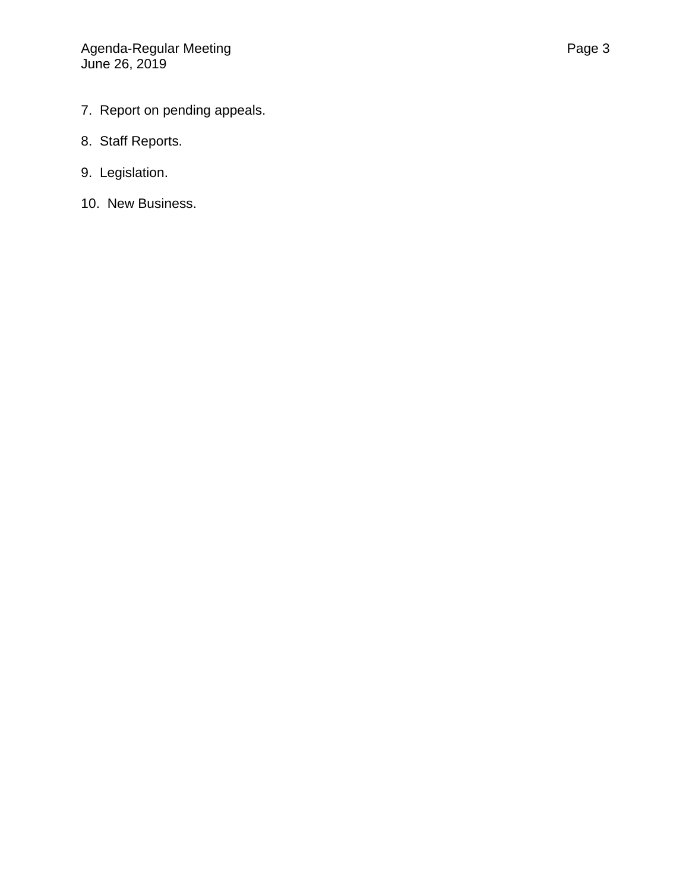7. Report on pending appeals.

8. Staff Reports.

9. Legislation.

10. New Business.